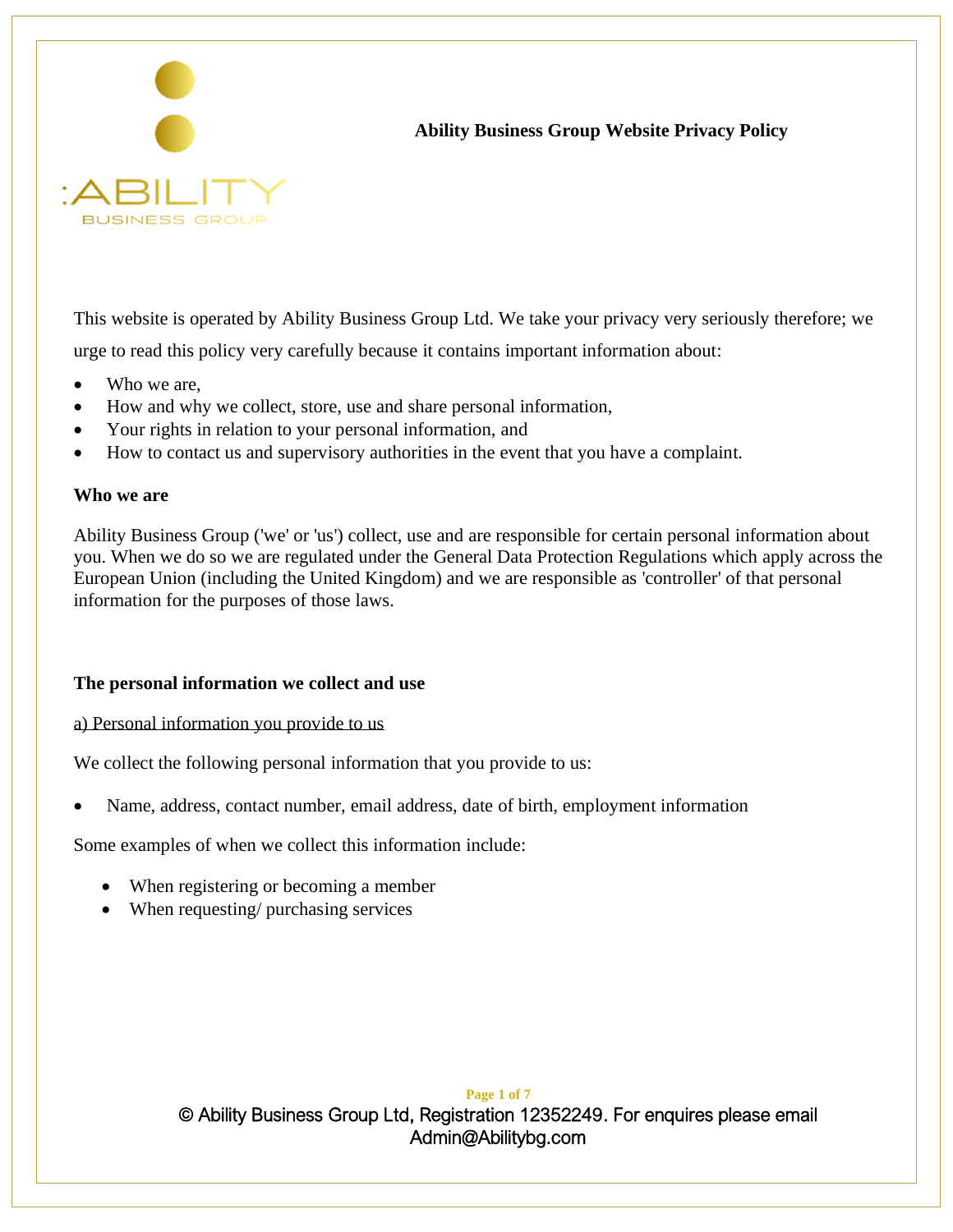# Ability Business Group Website Privacy Policy

This website is operated by Ability Business Group Ltd. We take your privacy very seriously therefore; we urge to read this policy very carefully because it contains important information about:

- Who we are,
- How and why we collect, store, use and share personal information,
- Your rights in relation to your personal information, and
- How to contact us and supervisory authorities in the event that you have a complaint.

**Who we are**

Ability Business Group ('we' or 'us') collect, use and are responsible for certain personal information about you. When we do so we are regulated under the General Data Protection Regulations which apply across the European Union (including the United Kingdom) and we are responsible as 'controller' of that personal information for the purposes of those laws.

**The personal information we collect and use**

<u>a) Personal information you provide to us</u>

We collect the following personal information that you provide to us:

- Name, address, contact number, email address, date of birth, employment information

Some examples of when we collect this information include:

- When registering or becoming a member
- When requesting/ purchasing services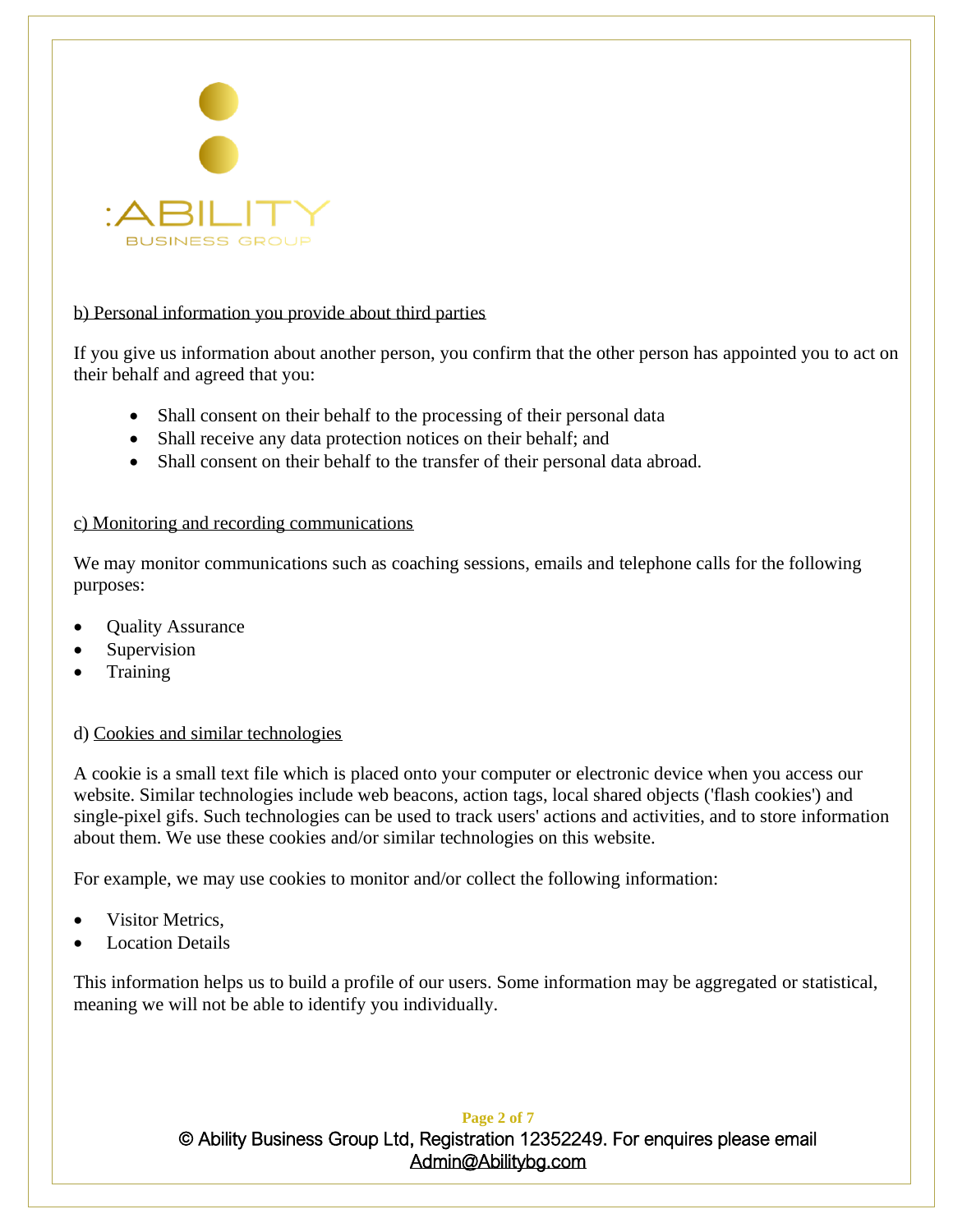b) Personal information you provide about third parties

If you give us information about another person, you confirm that the other person has appointed you to act on their behalf and agreed that you:

- Shall consent on their behalf to the processing of their personal data
- Shall receive any data protection notices on their behalf; and
- Shall consent on their behalf to the transfer of their personal data abroad.

c) Monitoring and recording communications

We may monitor communications such as coaching sessions, emails and telephone calls for the following purposes:

- Quality Assurance
- Supervision
- Training

d) Cookies and similar technologies

A cookie is a small text file which is placed onto your computer or electronic device when you access our website. Similar technologies include web beacons, action tags, local shared objects ('flash cookies') and single-pixel gifs. Such technologies can be used to track users' actions and activities, and to store information about them. We use these cookies and/or similar technologies on this website.

For example, we may use cookies to monitor and/or collect the following information:

- Visitor Metrics,
- Location Details

This information helps us to build a profile of our users. Some information may be aggregated or statistical, meaning we will not be able to identify you individually.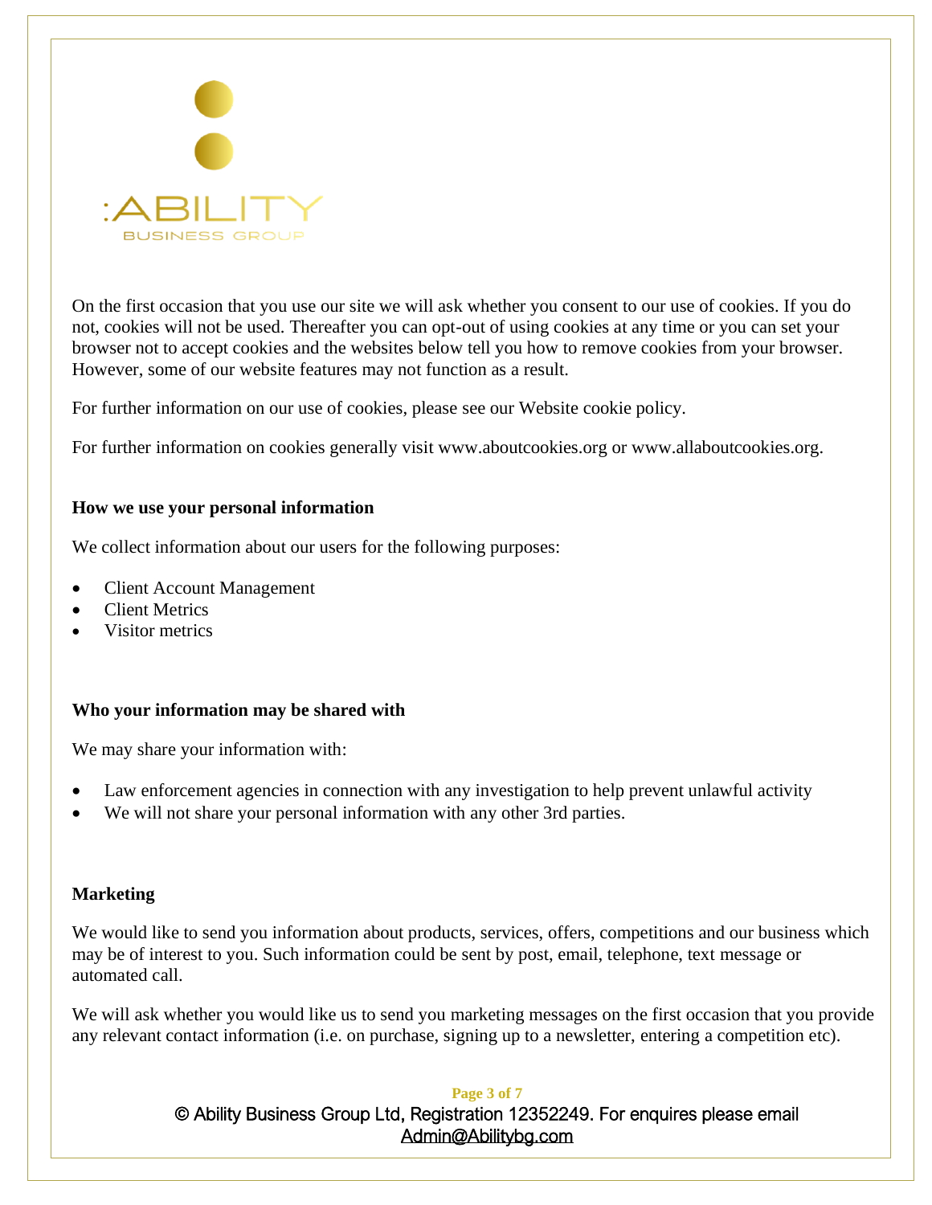On the first occasion that you use our site we will ask whether you consent to our use of cookies. If you do not, cookies will not be used. Thereafter you can opt-out of using cookies at any time or you can set your browser not to accept cookies and the websites below tell you how to remove cookies from your browser. However, some of our website features may not function as a result.

For further information on our use of cookies, please see our Website cookie policy.

For further information on cookies generally visit www.aboutcookies.org or www.allaboutcookies.org.

**How we use your personal information**

We collect information about our users for the following purposes:

- Client Account Management
- Client Metrics
- Visitor metrics

**Who your information may be shared with**

We may share your information with:

- Law enforcement agencies in connection with any investigation to help prevent unlawful activity
- We will not share your personal information with any other 3rd parties.

**Marketing**

We would like to send you information about products, services, offers, competitions and our business which may be of interest to you. Such information could be sent by post, email, telephone, text message or automated call.

We will ask whether you would like us to send you marketing messages on the first occasion that you provide any relevant contact information (i.e. on purchase, signing up to a newsletter, entering a competition etc).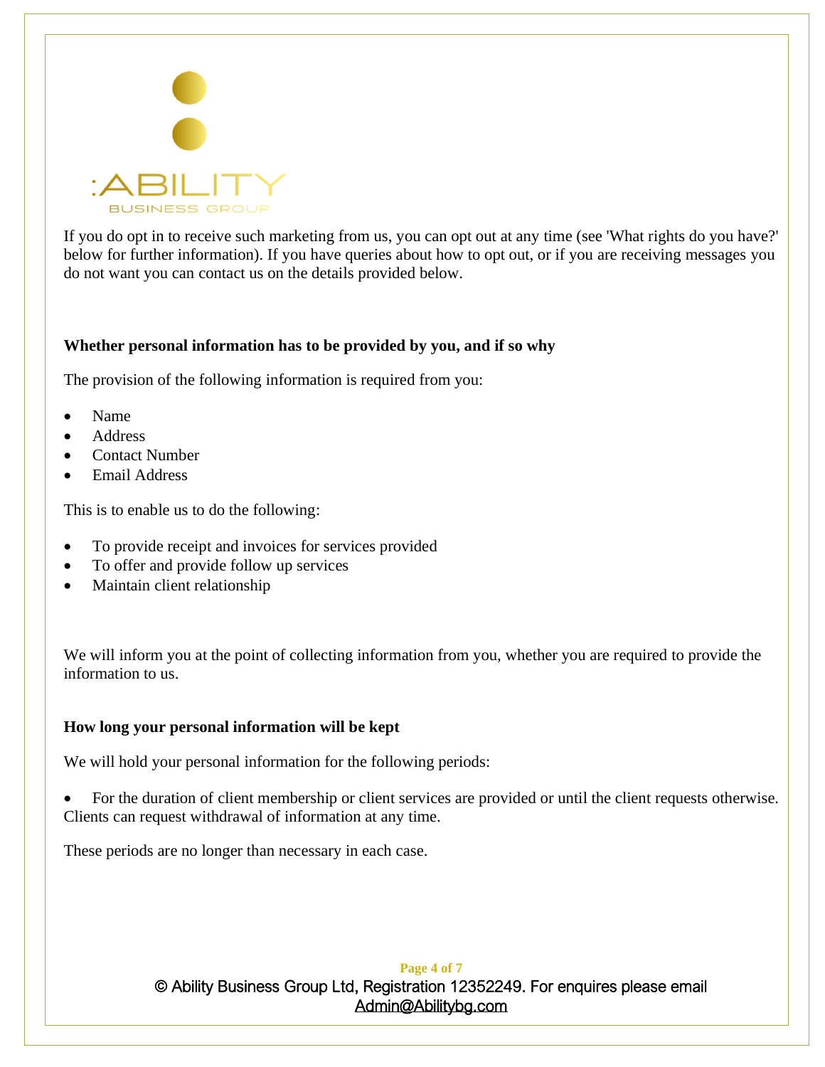If you do opt in to receive such marketing from us, you can opt out at any time (see 'What rights do you have?' below for further information). If you have queries about how to opt out, or if you are receiving messages you do not want you can contact us on the details provided below.

**Whether personal information has to be provided by you, and if so why**

The provision of the following information is required from you:

- Name
- Address
- Contact Number
- Email Address

This is to enable us to do the following:

- To provide receipt and invoices for services provided
- To offer and provide follow up services
- Maintain client relationship

We will inform you at the point of collecting information from you, whether you are required to provide the information to us.

**How long your personal information will be kept**

We will hold your personal information for the following periods:

- For the duration of client membership or client services are provided or until the client requests otherwise. Clients can request withdrawal of information at any time.

These periods are no longer than necessary in each case.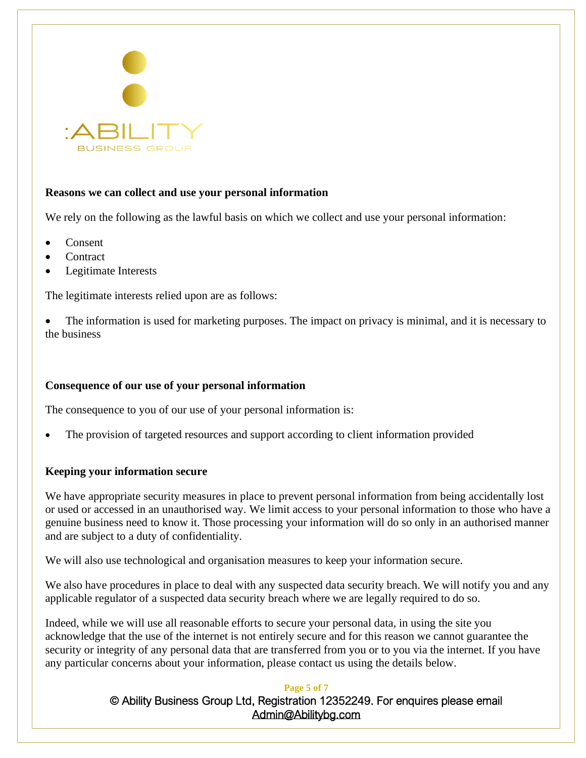**Reasons we can collect and use your personal information**

We rely on the following as the lawful basis on which we collect and use your personal information:

- Consent
- Contract
- Legitimate Interests

The legitimate interests relied upon are as follows:

- The information is used for marketing purposes. The impact on privacy is minimal, and it is necessary to the business

**Consequence of our use of your personal information**

The consequence to you of our use of your personal information is:

- The provision of targeted resources and support according to client information provided

**Keeping your information secure**

We have appropriate security measures in place to prevent personal information from being accidentally lost or used or accessed in an unauthorised way. We limit access to your personal information to those who have a genuine business need to know it. Those processing your information will do so only in an authorised manner and are subject to a duty of confidentiality.

We will also use technological and organisation measures to keep your information secure.

We also have procedures in place to deal with any suspected data security breach. We will notify you and any applicable regulator of a suspected data security breach where we are legally required to do so.

Indeed, while we will use all reasonable efforts to secure your personal data, in using the site you acknowledge that the use of the internet is not entirely secure and for this reason we cannot guarantee the security or integrity of any personal data that are transferred from you or to you via the internet. If you have any particular concerns about your information, please contact us using the details below.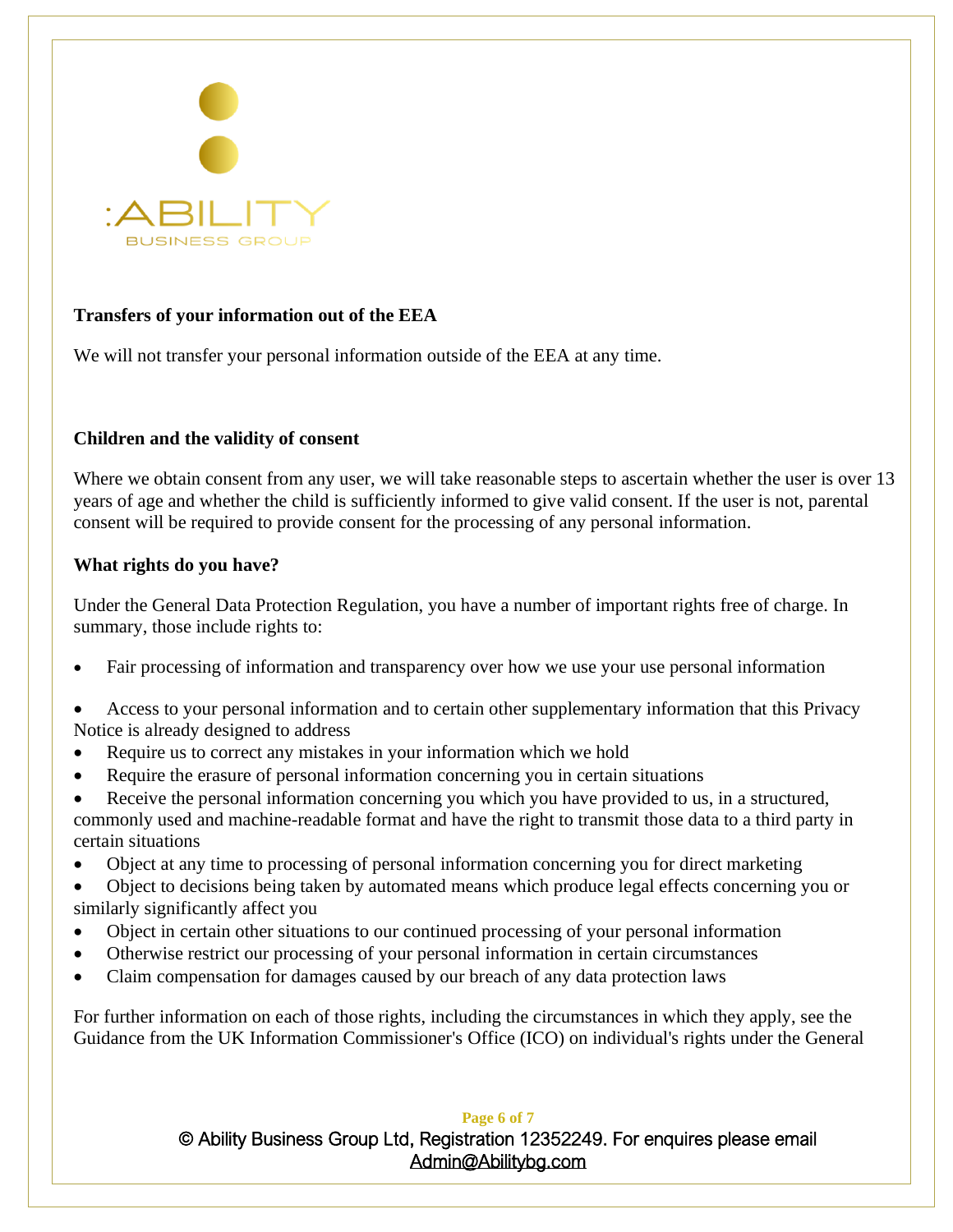**Transfers of your information out of the EEA**

We will not transfer your personal information outside of the EEA at any time.

**Children and the validity of consent**

Where we obtain consent from any user, we will take reasonable steps to ascertain whether the user is over 13 years of age and whether the child is sufficiently informed to give valid consent. If the user is not, parental consent will be required to provide consent for the processing of any personal information.

**What rights do you have?**

Under the General Data Protection Regulation, you have a number of important rights free of charge. In summary, those include rights to:

- Fair processing of information and transparency over how we use your use personal information
- Access to your personal information and to certain other supplementary information that this Privacy Notice is already designed to address
- Require us to correct any mistakes in your information which we hold
- Require the erasure of personal information concerning you in certain situations
- Receive the personal information concerning you which you have provided to us, in a structured, commonly used and machine-readable format and have the right to transmit those data to a third party in certain situations
- Object at any time to processing of personal information concerning you for direct marketing
- Object to decisions being taken by automated means which produce legal effects concerning you or similarly significantly affect you
- Object in certain other situations to our continued processing of your personal information
- Otherwise restrict our processing of your personal information in certain circumstances
- Claim compensation for damages caused by our breach of any data protection laws

For further information on each of those rights, including the circumstances in which they apply, see the Guidance from the UK Information Commissioner's Office (ICO) on individual's rights under the General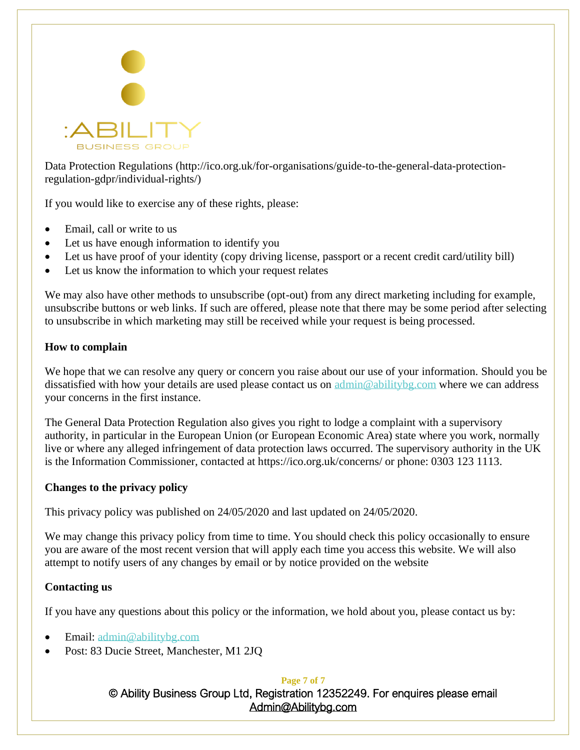Data Protection Regulations (http://ico.org.uk/for-organisations/guide-to-the-general-data-protection-regulation-gdpr/individual-rights/)

If you would like to exercise any of these rights, please:

- Email, call or write to us
- Let us have enough information to identify you
- Let us have proof of your identity (copy driving license, passport or a recent credit card/utility bill)
- Let us know the information to which your request relates

We may also have other methods to unsubscribe (opt-out) from any direct marketing including for example, unsubscribe buttons or web links. If such are offered, please note that there may be some period after selecting to unsubscribe in which marketing may still be received while your request is being processed.

**How to complain**

We hope that we can resolve any query or concern you raise about our use of your information. Should you be dissatisfied with how your details are used please contact us on admin@abilitybg.com where we can address your concerns in the first instance.

The General Data Protection Regulation also gives you right to lodge a complaint with a supervisory authority, in particular in the European Union (or European Economic Area) state where you work, normally live or where any alleged infringement of data protection laws occurred. The supervisory authority in the UK is the Information Commissioner, contacted at https://ico.org.uk/concerns/ or phone: 0303 123 1113.

**Changes to the privacy policy**

This privacy policy was published on 24/05/2020 and last updated on 24/05/2020.

We may change this privacy policy from time to time. You should check this policy occasionally to ensure you are aware of the most recent version that will apply each time you access this website. We will also attempt to notify users of any changes by email or by notice provided on the website

**Contacting us**

If you have any questions about this policy or the information, we hold about you, please contact us by:

- Email: admin@abilitybg.com
- Post: 83 Ducie Street, Manchester, M1 2JQ